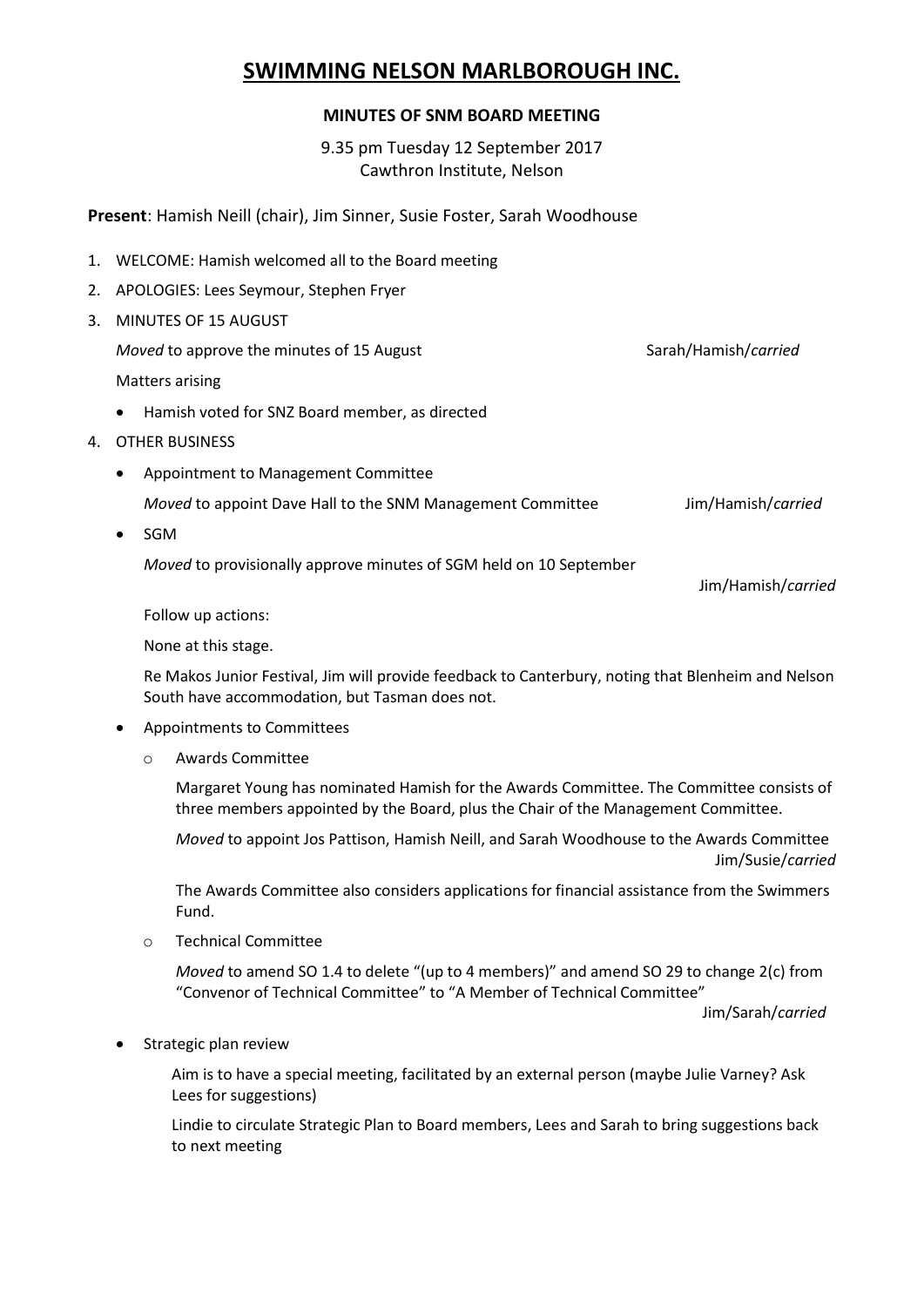# SWIMMING NELSON MARLBOROUGH INC.

## MINUTES OF SNM BOARD MEETING

9.35 pm Tuesday 12 September 2017
Cawthron Institute, Nelson

**Present**: Hamish Neill (chair), Jim Sinner, Susie Foster, Sarah Woodhouse

1. WELCOME: Hamish welcomed all to the Board meeting
2. APOLOGIES: Lees Seymour, Stephen Fryer
3. MINUTES OF 15 AUGUST

   *Moved* to approve the minutes of 15 August — Sarah/Hamish/*carried*

   Matters arising

   - Hamish voted for SNZ Board member, as directed

4. OTHER BUSINESS

   - Appointment to Management Committee

     *Moved* to appoint Dave Hall to the SNM Management Committee — Jim/Hamish/*carried*

   - SGM

     *Moved* to provisionally approve minutes of SGM held on 10 September — Jim/Hamish/*carried*

     Follow up actions:

     None at this stage.

     Re Makos Junior Festival, Jim will provide feedback to Canterbury, noting that Blenheim and Nelson South have accommodation, but Tasman does not.

   - Appointments to Committees

     - Awards Committee

       Margaret Young has nominated Hamish for the Awards Committee. The Committee consists of three members appointed by the Board, plus the Chair of the Management Committee.

       *Moved* to appoint Jos Pattison, Hamish Neill, and Sarah Woodhouse to the Awards Committee — Jim/Susie/*carried*

       The Awards Committee also considers applications for financial assistance from the Swimmers Fund.

     - Technical Committee

       *Moved* to amend SO 1.4 to delete "(up to 4 members)" and amend SO 29 to change 2(c) from "Convenor of Technical Committee" to "A Member of Technical Committee" — Jim/Sarah/*carried*

   - Strategic plan review

     Aim is to have a special meeting, facilitated by an external person (maybe Julie Varney? Ask Lees for suggestions)

     Lindie to circulate Strategic Plan to Board members, Lees and Sarah to bring suggestions back to next meeting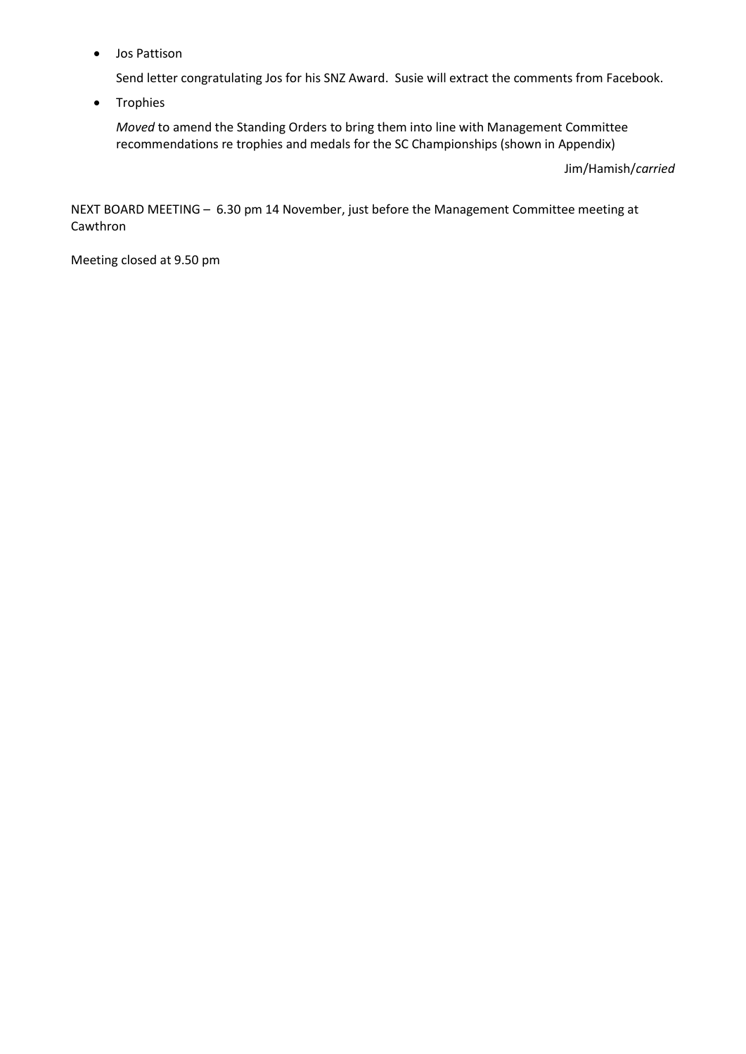- Jos Pattison

  Send letter congratulating Jos for his SNZ Award. Susie will extract the comments from Facebook.

- Trophies

  *Moved* to amend the Standing Orders to bring them into line with Management Committee recommendations re trophies and medals for the SC Championships (shown in Appendix)

  Jim/Hamish/*carried*

NEXT BOARD MEETING – 6.30 pm 14 November, just before the Management Committee meeting at Cawthron

Meeting closed at 9.50 pm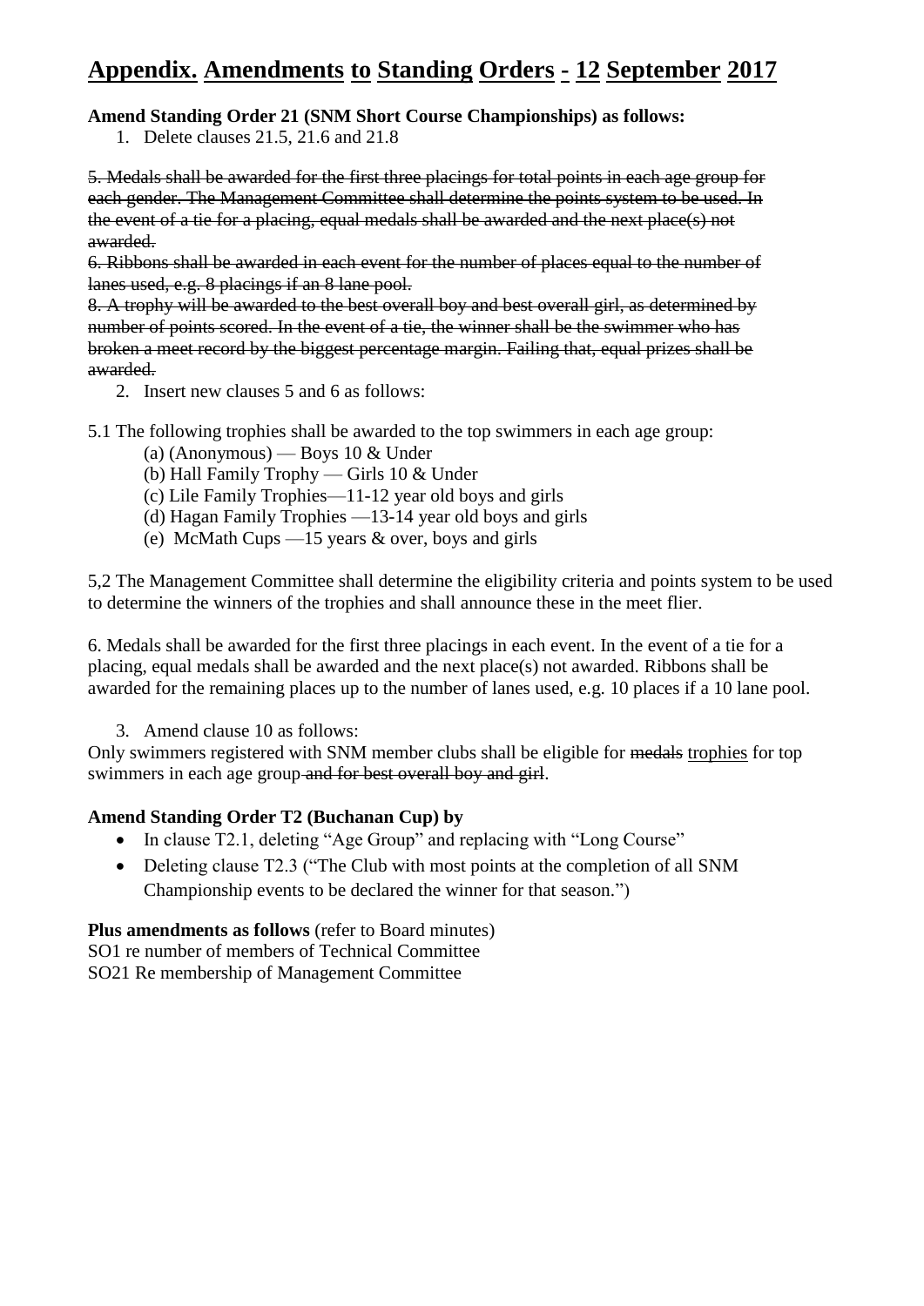# Appendix. Amendments to Standing Orders - 12 September 2017

**Amend Standing Order 21 (SNM Short Course Championships) as follows:**

1. Delete clauses 21.5, 21.6 and 21.8

~~5. Medals shall be awarded for the first three placings for total points in each age group for each gender. The Management Committee shall determine the points system to be used. In the event of a tie for a placing, equal medals shall be awarded and the next place(s) not awarded.~~
~~6. Ribbons shall be awarded in each event for the number of places equal to the number of lanes used, e.g. 8 placings if an 8 lane pool.~~
~~8. A trophy will be awarded to the best overall boy and best overall girl, as determined by number of points scored. In the event of a tie, the winner shall be the swimmer who has broken a meet record by the biggest percentage margin. Failing that, equal prizes shall be awarded.~~

2. Insert new clauses 5 and 6 as follows:

5.1 The following trophies shall be awarded to the top swimmers in each age group:

(a) (Anonymous) — Boys 10 & Under
(b) Hall Family Trophy — Girls 10 & Under
(c) Lile Family Trophies—11-12 year old boys and girls
(d) Hagan Family Trophies —13-14 year old boys and girls
(e) McMath Cups —15 years & over, boys and girls

5,2 The Management Committee shall determine the eligibility criteria and points system to be used to determine the winners of the trophies and shall announce these in the meet flier.

6. Medals shall be awarded for the first three placings in each event. In the event of a tie for a placing, equal medals shall be awarded and the next place(s) not awarded. Ribbons shall be awarded for the remaining places up to the number of lanes used, e.g. 10 places if a 10 lane pool.

3. Amend clause 10 as follows:

Only swimmers registered with SNM member clubs shall be eligible for ~~medals~~ <u>trophies</u> for top swimmers in each age group ~~and for best overall boy and girl~~.

**Amend Standing Order T2 (Buchanan Cup) by**

- In clause T2.1, deleting "Age Group" and replacing with "Long Course"
- Deleting clause T2.3 ("The Club with most points at the completion of all SNM Championship events to be declared the winner for that season.")

**Plus amendments as follows** (refer to Board minutes)
SO1 re number of members of Technical Committee
SO21 Re membership of Management Committee